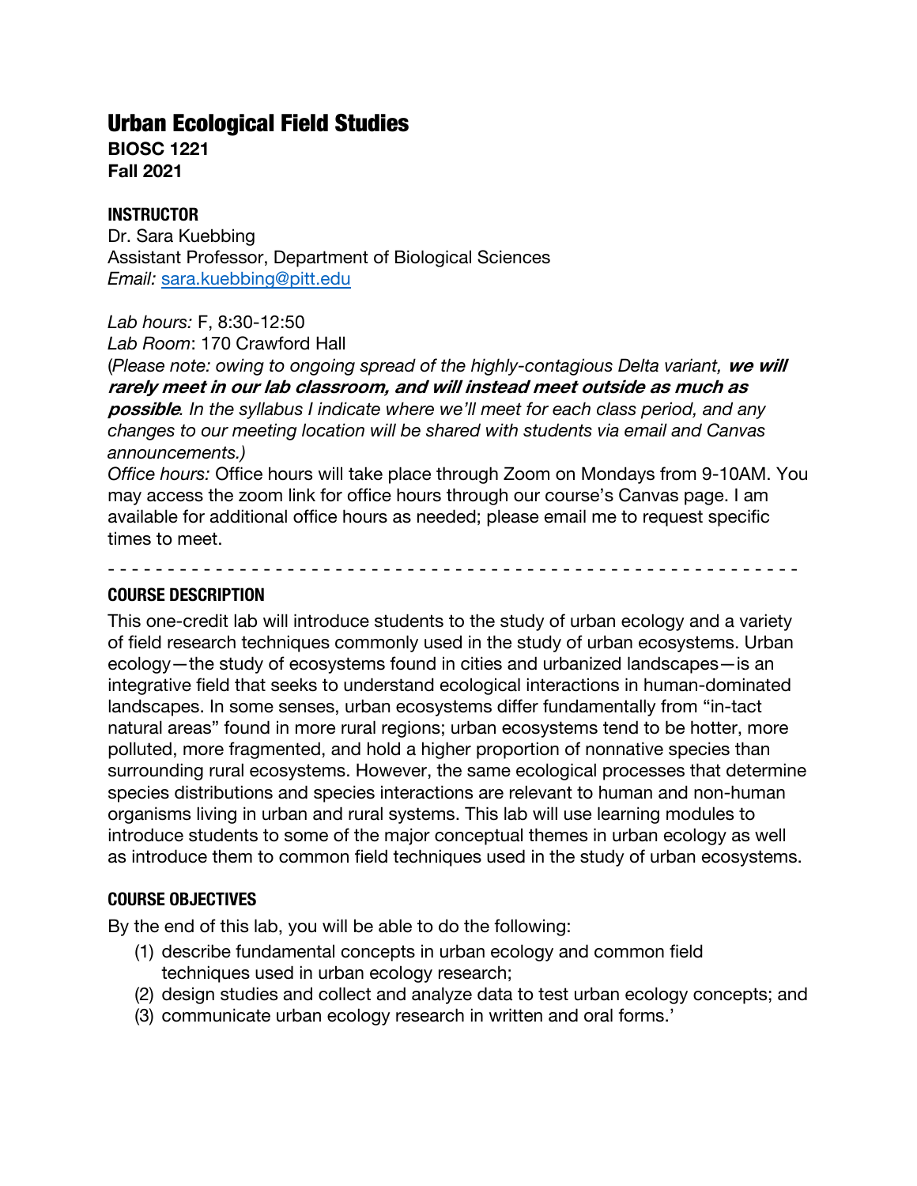# Urban Ecological Field Studies

**BIOSC 1221**
**Fall 2021**

## INSTRUCTOR

Dr. Sara Kuebbing
Assistant Professor, Department of Biological Sciences
*Email:* sara.kuebbing@pitt.edu

*Lab hours:* F, 8:30-12:50
*Lab Room*: 170 Crawford Hall
(*Please note: owing to ongoing spread of the highly-contagious Delta variant,* ***we will rarely meet in our lab classroom, and will instead meet outside as much as possible****. In the syllabus I indicate where we'll meet for each class period, and any changes to our meeting location will be shared with students via email and Canvas announcements.)*
*Office hours:* Office hours will take place through Zoom on Mondays from 9-10AM. You may access the zoom link for office hours through our course's Canvas page. I am available for additional office hours as needed; please email me to request specific times to meet.

- - - - - - - - - - - - - - - - - - - - - - - - - - - - - - - - - - - - - - - - - - - - - - - - - - - - - - - - -

## COURSE DESCRIPTION

This one-credit lab will introduce students to the study of urban ecology and a variety of field research techniques commonly used in the study of urban ecosystems. Urban ecology—the study of ecosystems found in cities and urbanized landscapes—is an integrative field that seeks to understand ecological interactions in human-dominated landscapes. In some senses, urban ecosystems differ fundamentally from "in-tact natural areas" found in more rural regions; urban ecosystems tend to be hotter, more polluted, more fragmented, and hold a higher proportion of nonnative species than surrounding rural ecosystems. However, the same ecological processes that determine species distributions and species interactions are relevant to human and non-human organisms living in urban and rural systems. This lab will use learning modules to introduce students to some of the major conceptual themes in urban ecology as well as introduce them to common field techniques used in the study of urban ecosystems.

## COURSE OBJECTIVES

By the end of this lab, you will be able to do the following:

(1) describe fundamental concepts in urban ecology and common field techniques used in urban ecology research;
(2) design studies and collect and analyze data to test urban ecology concepts; and
(3) communicate urban ecology research in written and oral forms.'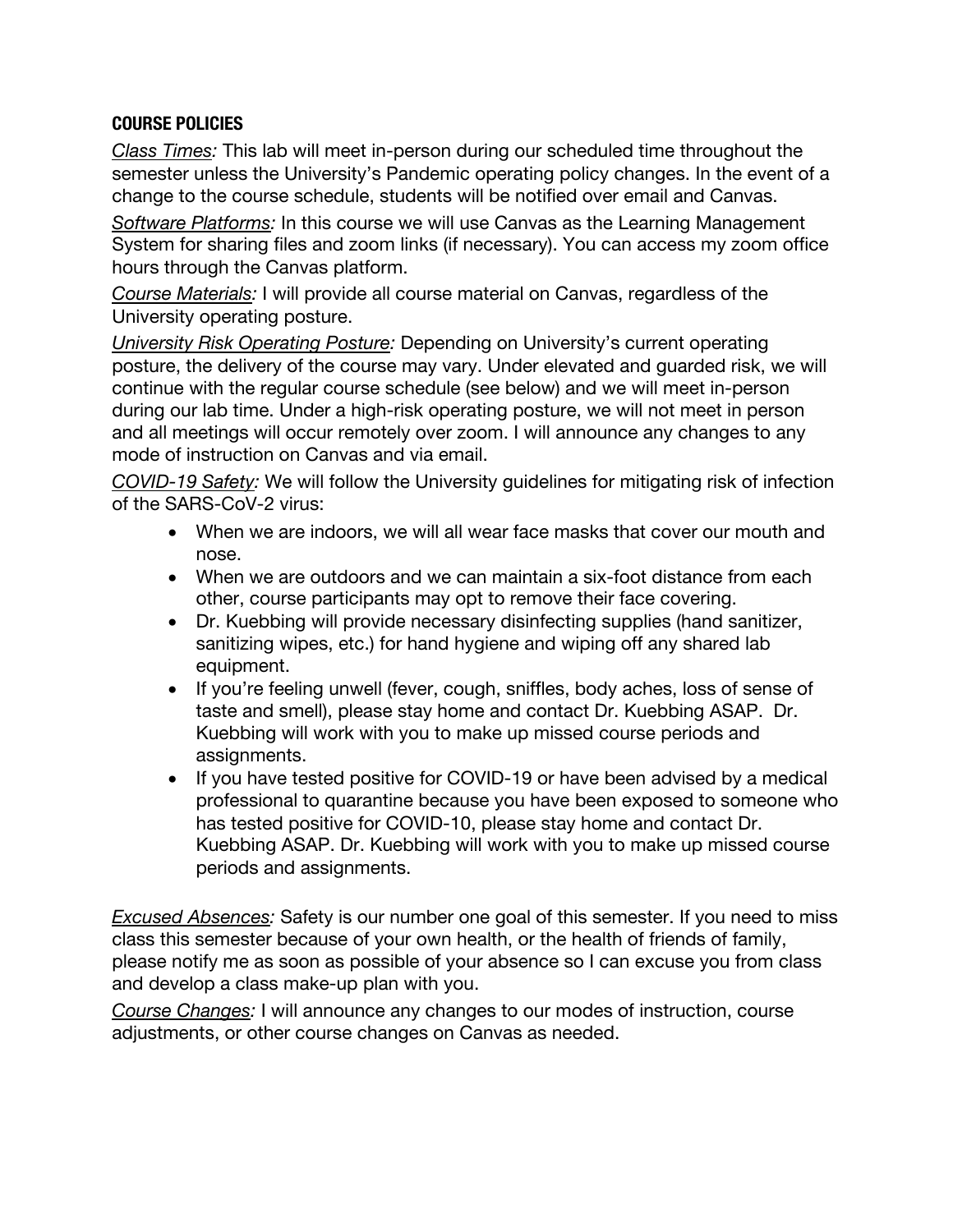## COURSE POLICIES

*Class Times:* This lab will meet in-person during our scheduled time throughout the semester unless the University's Pandemic operating policy changes. In the event of a change to the course schedule, students will be notified over email and Canvas.

*Software Platforms:* In this course we will use Canvas as the Learning Management System for sharing files and zoom links (if necessary). You can access my zoom office hours through the Canvas platform.

*Course Materials:* I will provide all course material on Canvas, regardless of the University operating posture.

*University Risk Operating Posture:* Depending on University's current operating posture, the delivery of the course may vary. Under elevated and guarded risk, we will continue with the regular course schedule (see below) and we will meet in-person during our lab time. Under a high-risk operating posture, we will not meet in person and all meetings will occur remotely over zoom. I will announce any changes to any mode of instruction on Canvas and via email.

*COVID-19 Safety:* We will follow the University guidelines for mitigating risk of infection of the SARS-CoV-2 virus:

- When we are indoors, we will all wear face masks that cover our mouth and nose.
- When we are outdoors and we can maintain a six-foot distance from each other, course participants may opt to remove their face covering.
- Dr. Kuebbing will provide necessary disinfecting supplies (hand sanitizer, sanitizing wipes, etc.) for hand hygiene and wiping off any shared lab equipment.
- If you're feeling unwell (fever, cough, sniffles, body aches, loss of sense of taste and smell), please stay home and contact Dr. Kuebbing ASAP. Dr. Kuebbing will work with you to make up missed course periods and assignments.
- If you have tested positive for COVID-19 or have been advised by a medical professional to quarantine because you have been exposed to someone who has tested positive for COVID-10, please stay home and contact Dr. Kuebbing ASAP. Dr. Kuebbing will work with you to make up missed course periods and assignments.

*Excused Absences:* Safety is our number one goal of this semester. If you need to miss class this semester because of your own health, or the health of friends of family, please notify me as soon as possible of your absence so I can excuse you from class and develop a class make-up plan with you.

*Course Changes:* I will announce any changes to our modes of instruction, course adjustments, or other course changes on Canvas as needed.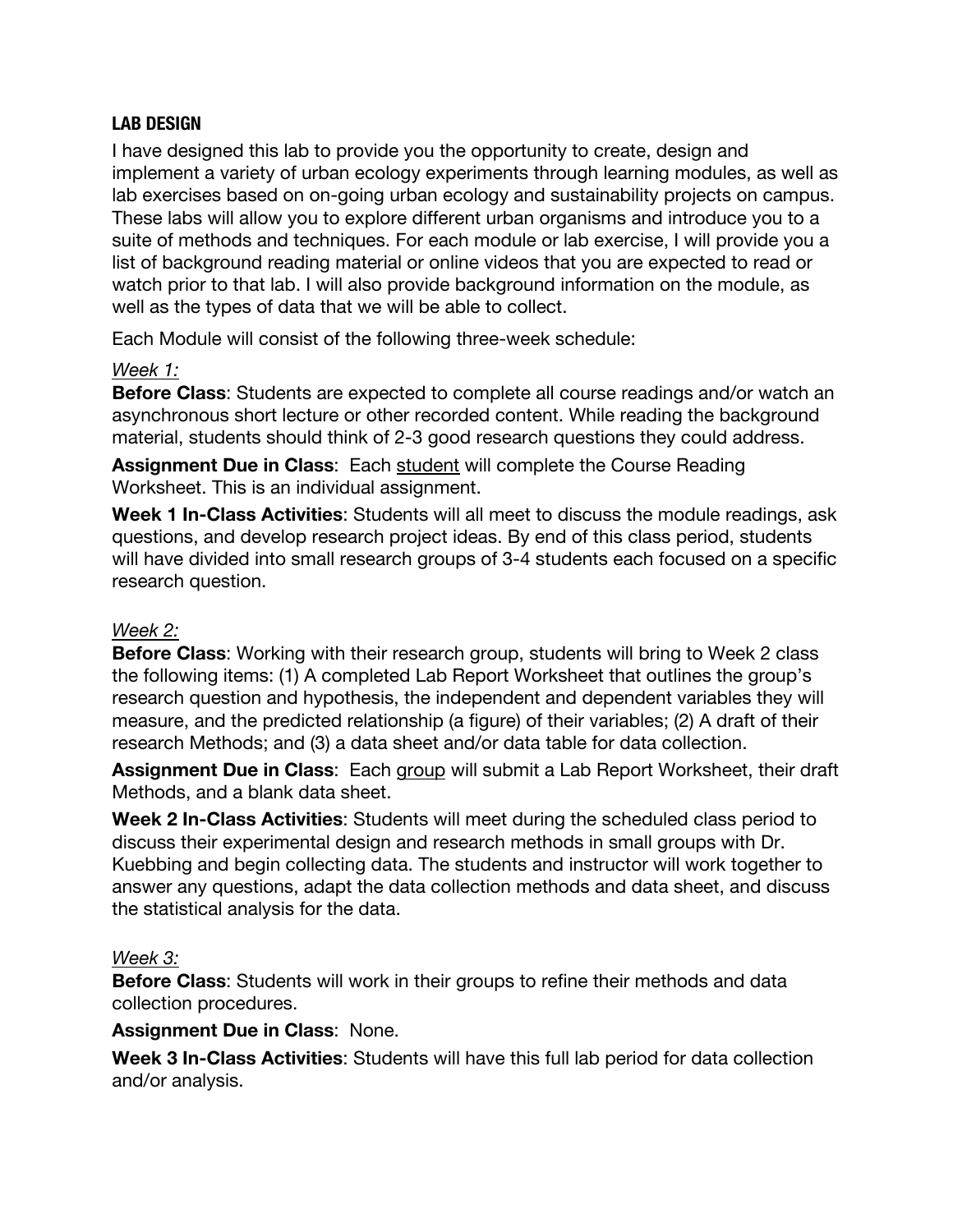## LAB DESIGN

I have designed this lab to provide you the opportunity to create, design and implement a variety of urban ecology experiments through learning modules, as well as lab exercises based on on-going urban ecology and sustainability projects on campus. These labs will allow you to explore different urban organisms and introduce you to a suite of methods and techniques. For each module or lab exercise, I will provide you a list of background reading material or online videos that you are expected to read or watch prior to that lab. I will also provide background information on the module, as well as the types of data that we will be able to collect.

Each Module will consist of the following three-week schedule:

*Week 1:*

**Before Class**: Students are expected to complete all course readings and/or watch an asynchronous short lecture or other recorded content. While reading the background material, students should think of 2-3 good research questions they could address.

**Assignment Due in Class**: Each student will complete the Course Reading Worksheet. This is an individual assignment.

**Week 1 In-Class Activities**: Students will all meet to discuss the module readings, ask questions, and develop research project ideas. By end of this class period, students will have divided into small research groups of 3-4 students each focused on a specific research question.

*Week 2:*

**Before Class**: Working with their research group, students will bring to Week 2 class the following items: (1) A completed Lab Report Worksheet that outlines the group's research question and hypothesis, the independent and dependent variables they will measure, and the predicted relationship (a figure) of their variables; (2) A draft of their research Methods; and (3) a data sheet and/or data table for data collection.

**Assignment Due in Class**: Each group will submit a Lab Report Worksheet, their draft Methods, and a blank data sheet.

**Week 2 In-Class Activities**: Students will meet during the scheduled class period to discuss their experimental design and research methods in small groups with Dr. Kuebbing and begin collecting data. The students and instructor will work together to answer any questions, adapt the data collection methods and data sheet, and discuss the statistical analysis for the data.

*Week 3:*

**Before Class**: Students will work in their groups to refine their methods and data collection procedures.

**Assignment Due in Class**: None.

**Week 3 In-Class Activities**: Students will have this full lab period for data collection and/or analysis.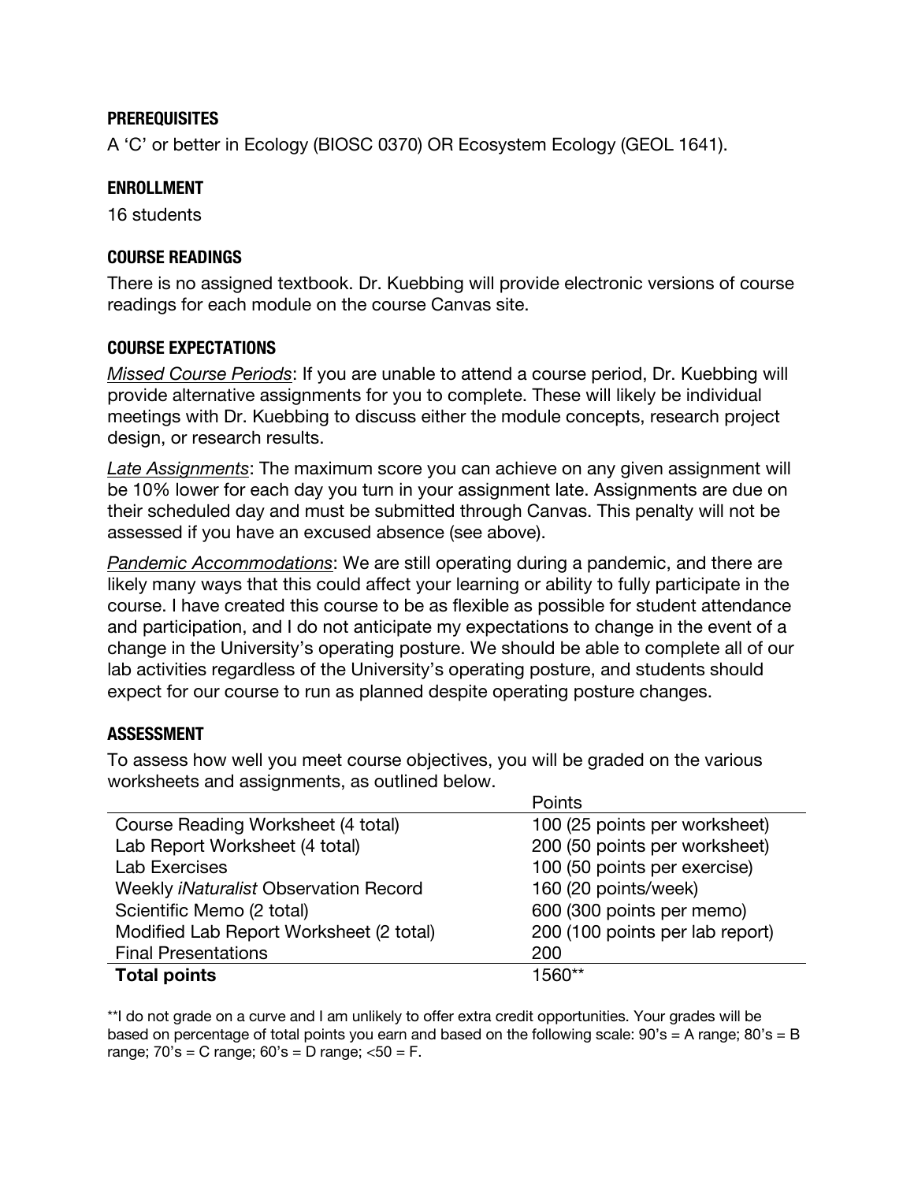### PREREQUISITES

A 'C' or better in Ecology (BIOSC 0370) OR Ecosystem Ecology (GEOL 1641).

### ENROLLMENT

16 students

### COURSE READINGS

There is no assigned textbook. Dr. Kuebbing will provide electronic versions of course readings for each module on the course Canvas site.

### COURSE EXPECTATIONS

*Missed Course Periods*: If you are unable to attend a course period, Dr. Kuebbing will provide alternative assignments for you to complete. These will likely be individual meetings with Dr. Kuebbing to discuss either the module concepts, research project design, or research results.

*Late Assignments*: The maximum score you can achieve on any given assignment will be 10% lower for each day you turn in your assignment late. Assignments are due on their scheduled day and must be submitted through Canvas. This penalty will not be assessed if you have an excused absence (see above).

*Pandemic Accommodations*: We are still operating during a pandemic, and there are likely many ways that this could affect your learning or ability to fully participate in the course. I have created this course to be as flexible as possible for student attendance and participation, and I do not anticipate my expectations to change in the event of a change in the University's operating posture. We should be able to complete all of our lab activities regardless of the University's operating posture, and students should expect for our course to run as planned despite operating posture changes.

### ASSESSMENT

To assess how well you meet course objectives, you will be graded on the various worksheets and assignments, as outlined below.

| | Points |
|---|---|
| Course Reading Worksheet (4 total) | 100 (25 points per worksheet) |
| Lab Report Worksheet (4 total) | 200 (50 points per worksheet) |
| Lab Exercises | 100 (50 points per exercise) |
| Weekly *iNaturalist* Observation Record | 160 (20 points/week) |
| Scientific Memo (2 total) | 600 (300 points per memo) |
| Modified Lab Report Worksheet (2 total) | 200 (100 points per lab report) |
| Final Presentations | 200 |
| **Total points** | 1560** |

**I do not grade on a curve and I am unlikely to offer extra credit opportunities. Your grades will be based on percentage of total points you earn and based on the following scale: 90's = A range; 80's = B range; 70's = C range; 60's = D range; <50 = F.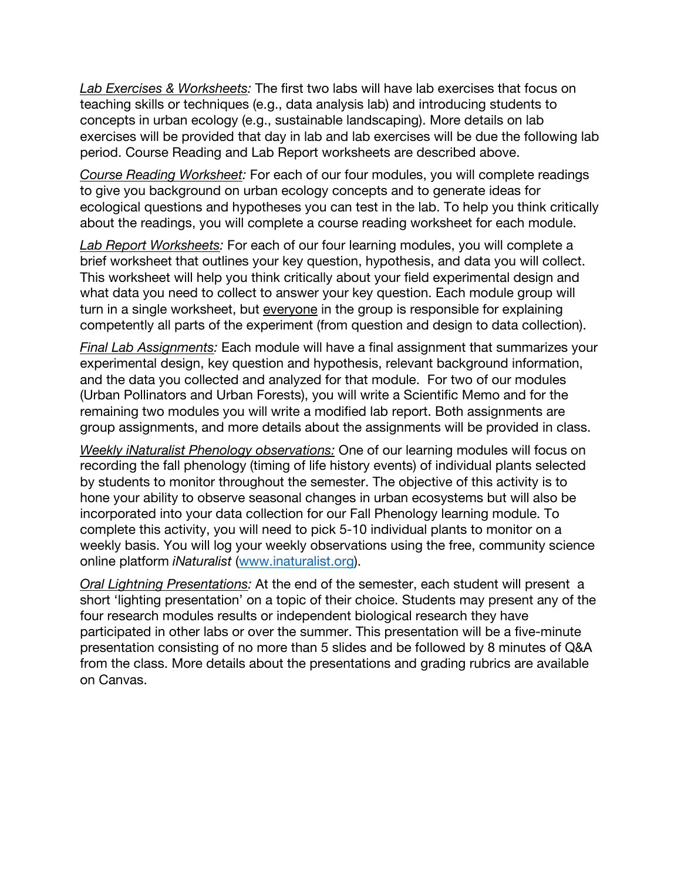*Lab Exercises & Worksheets:* The first two labs will have lab exercises that focus on teaching skills or techniques (e.g., data analysis lab) and introducing students to concepts in urban ecology (e.g., sustainable landscaping). More details on lab exercises will be provided that day in lab and lab exercises will be due the following lab period. Course Reading and Lab Report worksheets are described above.

*Course Reading Worksheet:* For each of our four modules, you will complete readings to give you background on urban ecology concepts and to generate ideas for ecological questions and hypotheses you can test in the lab. To help you think critically about the readings, you will complete a course reading worksheet for each module.

*Lab Report Worksheets:* For each of our four learning modules, you will complete a brief worksheet that outlines your key question, hypothesis, and data you will collect. This worksheet will help you think critically about your field experimental design and what data you need to collect to answer your key question. Each module group will turn in a single worksheet, but <u>everyone</u> in the group is responsible for explaining competently all parts of the experiment (from question and design to data collection).

*Final Lab Assignments:* Each module will have a final assignment that summarizes your experimental design, key question and hypothesis, relevant background information, and the data you collected and analyzed for that module. For two of our modules (Urban Pollinators and Urban Forests), you will write a Scientific Memo and for the remaining two modules you will write a modified lab report. Both assignments are group assignments, and more details about the assignments will be provided in class.

*Weekly iNaturalist Phenology observations:* One of our learning modules will focus on recording the fall phenology (timing of life history events) of individual plants selected by students to monitor throughout the semester. The objective of this activity is to hone your ability to observe seasonal changes in urban ecosystems but will also be incorporated into your data collection for our Fall Phenology learning module. To complete this activity, you will need to pick 5-10 individual plants to monitor on a weekly basis. You will log your weekly observations using the free, community science online platform *iNaturalist* ([www.inaturalist.org](http://www.inaturalist.org)).

*Oral Lightning Presentations:* At the end of the semester, each student will present a short 'lighting presentation' on a topic of their choice. Students may present any of the four research modules results or independent biological research they have participated in other labs or over the summer. This presentation will be a five-minute presentation consisting of no more than 5 slides and be followed by 8 minutes of Q&A from the class. More details about the presentations and grading rubrics are available on Canvas.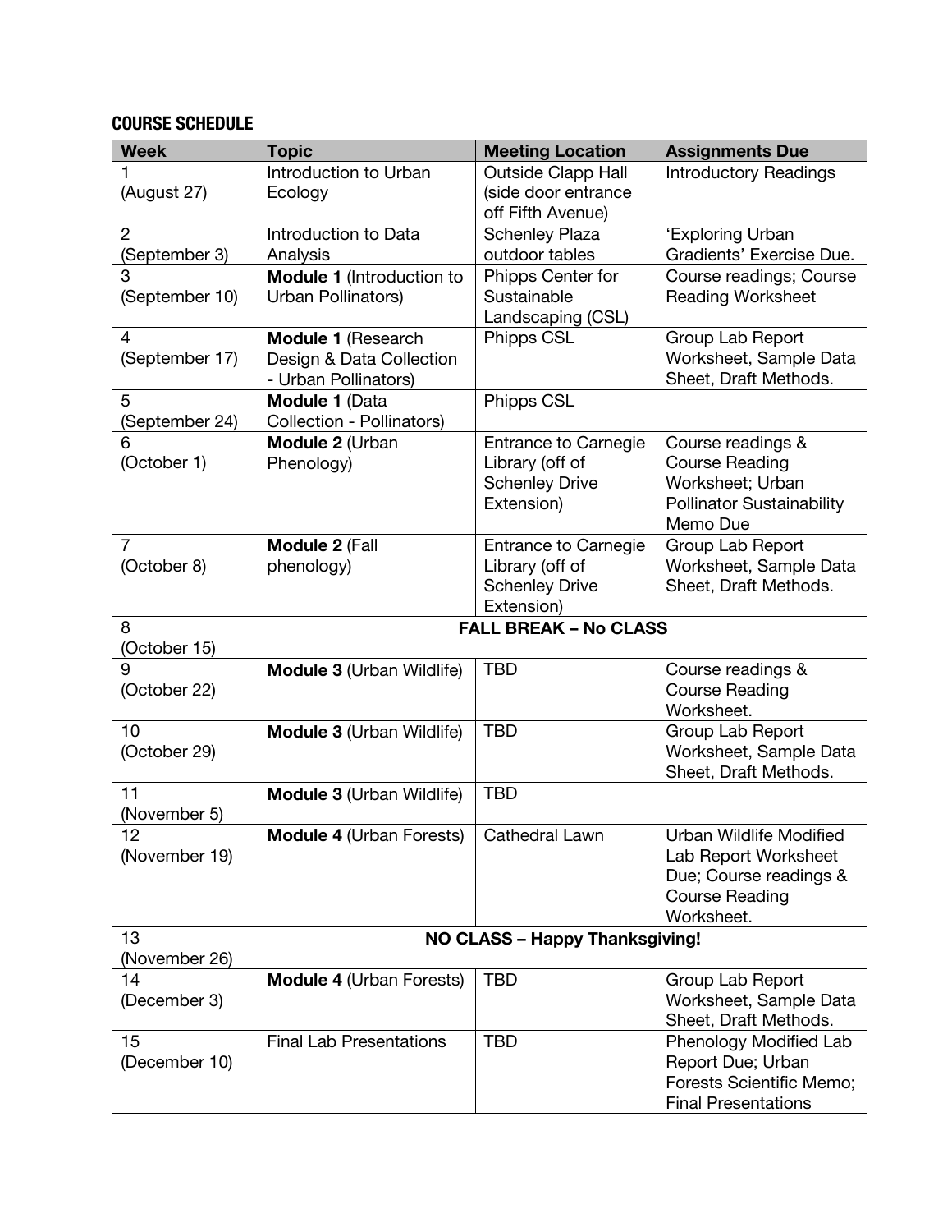## COURSE SCHEDULE

| Week | Topic | Meeting Location | Assignments Due |
| --- | --- | --- | --- |
| 1 (August 27) | Introduction to Urban Ecology | Outside Clapp Hall (side door entrance off Fifth Avenue) | Introductory Readings |
| 2 (September 3) | Introduction to Data Analysis | Schenley Plaza outdoor tables | 'Exploring Urban Gradients' Exercise Due. |
| 3 (September 10) | **Module 1** (Introduction to Urban Pollinators) | Phipps Center for Sustainable Landscaping (CSL) | Course readings; Course Reading Worksheet |
| 4 (September 17) | **Module 1** (Research Design & Data Collection - Urban Pollinators) | Phipps CSL | Group Lab Report Worksheet, Sample Data Sheet, Draft Methods. |
| 5 (September 24) | **Module 1** (Data Collection - Pollinators) | Phipps CSL | |
| 6 (October 1) | **Module 2** (Urban Phenology) | Entrance to Carnegie Library (off of Schenley Drive Extension) | Course readings & Course Reading Worksheet; Urban Pollinator Sustainability Memo Due |
| 7 (October 8) | **Module 2** (Fall phenology) | Entrance to Carnegie Library (off of Schenley Drive Extension) | Group Lab Report Worksheet, Sample Data Sheet, Draft Methods. |
| 8 (October 15) | **FALL BREAK – No CLASS** | | |
| 9 (October 22) | **Module 3** (Urban Wildlife) | TBD | Course readings & Course Reading Worksheet. |
| 10 (October 29) | **Module 3** (Urban Wildlife) | TBD | Group Lab Report Worksheet, Sample Data Sheet, Draft Methods. |
| 11 (November 5) | **Module 3** (Urban Wildlife) | TBD | |
| 12 (November 19) | **Module 4** (Urban Forests) | Cathedral Lawn | Urban Wildlife Modified Lab Report Worksheet Due; Course readings & Course Reading Worksheet. |
| 13 (November 26) | **NO CLASS – Happy Thanksgiving!** | | |
| 14 (December 3) | **Module 4** (Urban Forests) | TBD | Group Lab Report Worksheet, Sample Data Sheet, Draft Methods. |
| 15 (December 10) | Final Lab Presentations | TBD | Phenology Modified Lab Report Due; Urban Forests Scientific Memo; Final Presentations |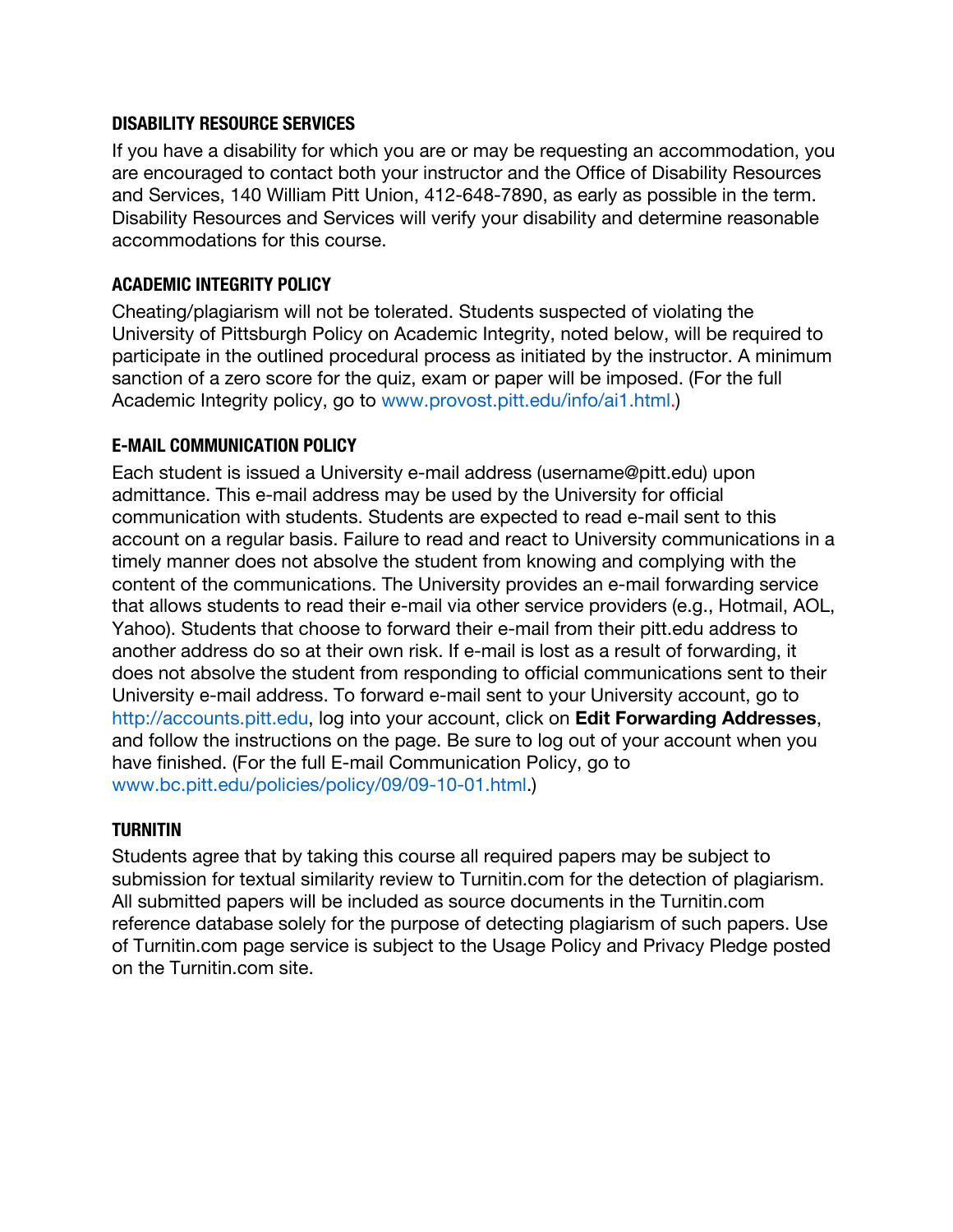## DISABILITY RESOURCE SERVICES

If you have a disability for which you are or may be requesting an accommodation, you are encouraged to contact both your instructor and the Office of Disability Resources and Services, 140 William Pitt Union, 412-648-7890, as early as possible in the term. Disability Resources and Services will verify your disability and determine reasonable accommodations for this course.

## ACADEMIC INTEGRITY POLICY

Cheating/plagiarism will not be tolerated. Students suspected of violating the University of Pittsburgh Policy on Academic Integrity, noted below, will be required to participate in the outlined procedural process as initiated by the instructor. A minimum sanction of a zero score for the quiz, exam or paper will be imposed. (For the full Academic Integrity policy, go to www.provost.pitt.edu/info/ai1.html.)

## E-MAIL COMMUNICATION POLICY

Each student is issued a University e-mail address (username@pitt.edu) upon admittance. This e-mail address may be used by the University for official communication with students. Students are expected to read e-mail sent to this account on a regular basis. Failure to read and react to University communications in a timely manner does not absolve the student from knowing and complying with the content of the communications. The University provides an e-mail forwarding service that allows students to read their e-mail via other service providers (e.g., Hotmail, AOL, Yahoo). Students that choose to forward their e-mail from their pitt.edu address to another address do so at their own risk. If e-mail is lost as a result of forwarding, it does not absolve the student from responding to official communications sent to their University e-mail address. To forward e-mail sent to your University account, go to http://accounts.pitt.edu, log into your account, click on **Edit Forwarding Addresses**, and follow the instructions on the page. Be sure to log out of your account when you have finished. (For the full E-mail Communication Policy, go to www.bc.pitt.edu/policies/policy/09/09-10-01.html.)

## TURNITIN

Students agree that by taking this course all required papers may be subject to submission for textual similarity review to Turnitin.com for the detection of plagiarism. All submitted papers will be included as source documents in the Turnitin.com reference database solely for the purpose of detecting plagiarism of such papers. Use of Turnitin.com page service is subject to the Usage Policy and Privacy Pledge posted on the Turnitin.com site.